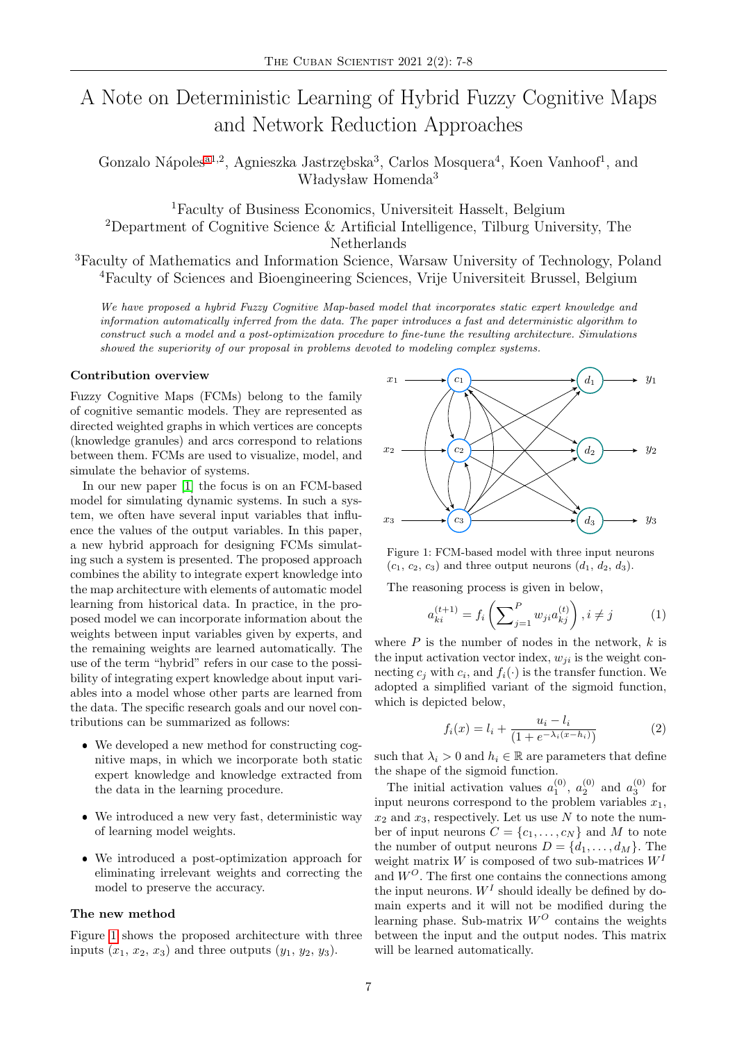# A Note on Deterministic Learning of Hybrid Fuzzy Cognitive Maps and Network Reduction Approaches

Gonzalo Nápoles[a1,2], Agnieszka Jastrzębska[3], Carlos Mosquera[4], Koen Vanhoof[1], and Władysław Homenda[3]

[1]Faculty of Business Economics, Universiteit Hasselt, Belgium
[2]Department of Cognitive Science & Artificial Intelligence, Tilburg University, The Netherlands
[3]Faculty of Mathematics and Information Science, Warsaw University of Technology, Poland
[4]Faculty of Sciences and Bioengineering Sciences, Vrije Universiteit Brussel, Belgium

*We have proposed a hybrid Fuzzy Cognitive Map-based model that incorporates static expert knowledge and information automatically inferred from the data. The paper introduces a fast and deterministic algorithm to construct such a model and a post-optimization procedure to fine-tune the resulting architecture. Simulations showed the superiority of our proposal in problems devoted to modeling complex systems.*

### Contribution overview

Fuzzy Cognitive Maps (FCMs) belong to the family of cognitive semantic models. They are represented as directed weighted graphs in which vertices are concepts (knowledge granules) and arcs correspond to relations between them. FCMs are used to visualize, model, and simulate the behavior of systems.

In our new paper [1] the focus is on an FCM-based model for simulating dynamic systems. In such a system, we often have several input variables that influence the values of the output variables. In this paper, a new hybrid approach for designing FCMs simulating such a system is presented. The proposed approach combines the ability to integrate expert knowledge into the map architecture with elements of automatic model learning from historical data. In practice, in the proposed model we can incorporate information about the weights between input variables given by experts, and the remaining weights are learned automatically. The use of the term "hybrid" refers in our case to the possibility of integrating expert knowledge about input variables into a model whose other parts are learned from the data. The specific research goals and our novel contributions can be summarized as follows:

- We developed a new method for constructing cognitive maps, in which we incorporate both static expert knowledge and knowledge extracted from the data in the learning procedure.
- We introduced a new very fast, deterministic way of learning model weights.
- We introduced a post-optimization approach for eliminating irrelevant weights and correcting the model to preserve the accuracy.

### The new method

Figure 1 shows the proposed architecture with three inputs ($x_1$, $x_2$, $x_3$) and three outputs ($y_1$, $y_2$, $y_3$).

Figure 1: FCM-based model with three input neurons ($c_1$, $c_2$, $c_3$) and three output neurons ($d_1$, $d_2$, $d_3$).

The reasoning process is given in below,

$$a_{ki}^{(t+1)} = f_i\left(\sum_{j=1}^{P} w_{ji} a_{kj}^{(t)}\right), i \neq j \tag{1}$$

where $P$ is the number of nodes in the network, $k$ is the input activation vector index, $w_{ji}$ is the weight connecting $c_j$ with $c_i$, and $f_i(\cdot)$ is the transfer function. We adopted a simplified variant of the sigmoid function, which is depicted below,

$$f_i(x) = l_i + \frac{u_i - l_i}{(1 + e^{-\lambda_i(x-h_i)})} \tag{2}$$

such that $\lambda_i > 0$ and $h_i \in \mathbb{R}$ are parameters that define the shape of the sigmoid function.

The initial activation values $a_1^{(0)}$, $a_2^{(0)}$ and $a_3^{(0)}$ for input neurons correspond to the problem variables $x_1$, $x_2$ and $x_3$, respectively. Let us use $N$ to note the number of input neurons $C = \{c_1, \ldots, c_N\}$ and $M$ to note the number of output neurons $D = \{d_1, \ldots, d_M\}$. The weight matrix $W$ is composed of two sub-matrices $W^I$ and $W^O$. The first one contains the connections among the input neurons. $W^I$ should ideally be defined by domain experts and it will not be modified during the learning phase. Sub-matrix $W^O$ contains the weights between the input and the output nodes. This matrix will be learned automatically.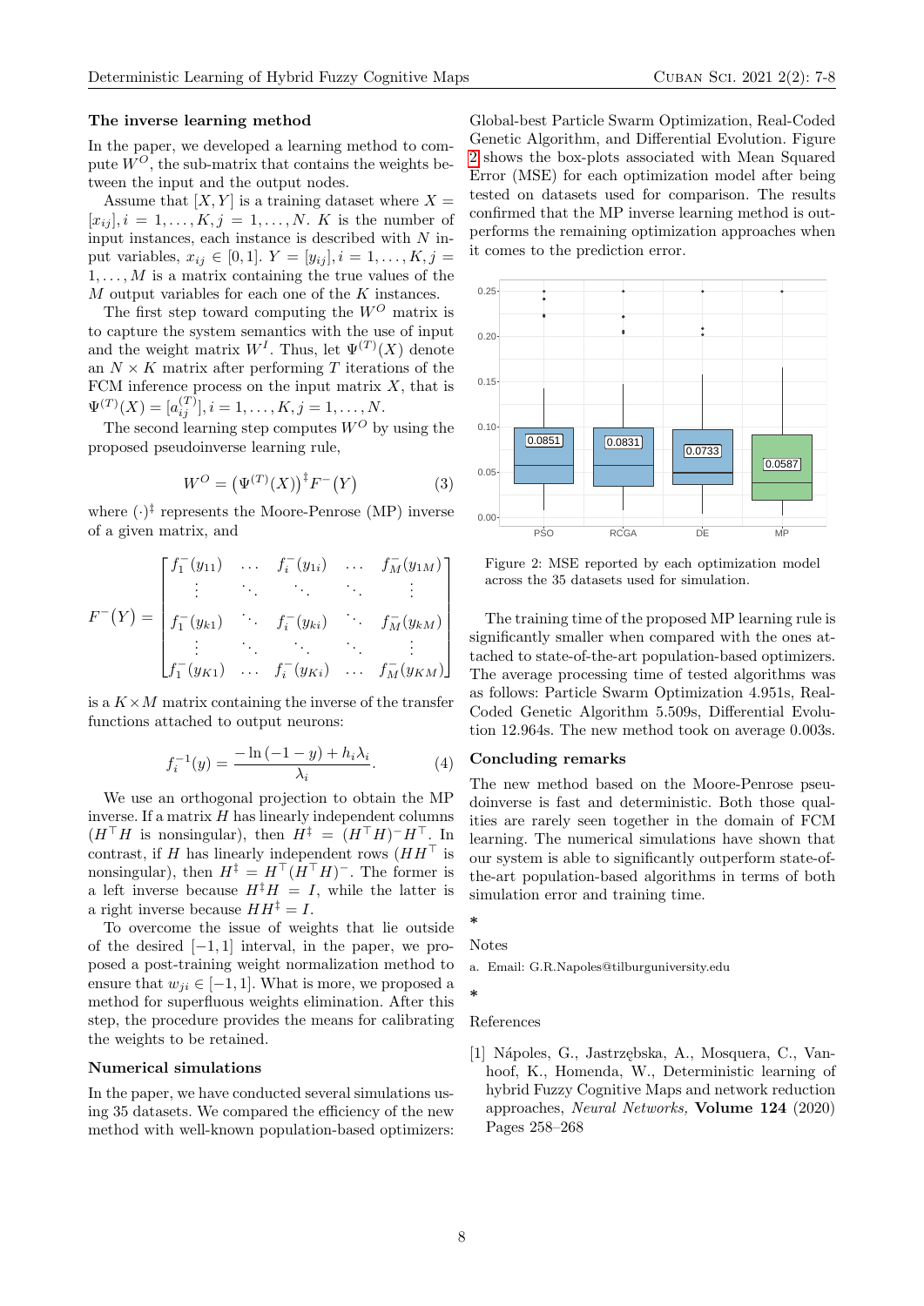### The inverse learning method

In the paper, we developed a learning method to compute $W^O$, the sub-matrix that contains the weights between the input and the output nodes.

Assume that $[X, Y]$ is a training dataset where $X = [x_{ij}], i = 1, \ldots, K, j = 1, \ldots, N$. $K$ is the number of input instances, each instance is described with $N$ input variables, $x_{ij} \in [0, 1]$. $Y = [y_{ij}], i = 1, \ldots, K, j = 1, \ldots, M$ is a matrix containing the true values of the $M$ output variables for each one of the $K$ instances.

The first step toward computing the $W^O$ matrix is to capture the system semantics with the use of input and the weight matrix $W^I$. Thus, let $\Psi^{(T)}(X)$ denote an $N \times K$ matrix after performing $T$ iterations of the FCM inference process on the input matrix $X$, that is $\Psi^{(T)}(X) = [a_{ij}^{(T)}], i = 1, \ldots, K, j = 1, \ldots, N$.

The second learning step computes $W^O$ by using the proposed pseudoinverse learning rule,

$$W^O = \left(\Psi^{(T)}(X)\right)^{\ddagger} F^{-}(Y) \tag{3}$$

where $(\cdot)^{\ddagger}$ represents the Moore-Penrose (MP) inverse of a given matrix, and

$$F^{-}(Y) = \begin{bmatrix} f_1^{-}(y_{11}) & \ldots & f_i^{-}(y_{1i}) & \ldots & f_M^{-}(y_{1M}) \\ \vdots & \ddots & \ddots & \ddots & \vdots \\ f_1^{-}(y_{k1}) & \ddots & f_i^{-}(y_{ki}) & \ddots & f_M^{-}(y_{kM}) \\ \vdots & \ddots & \ddots & \ddots & \vdots \\ f_1^{-}(y_{K1}) & \ldots & f_i^{-}(y_{Ki}) & \ldots & f_M^{-}(y_{KM}) \end{bmatrix}$$

is a $K \times M$ matrix containing the inverse of the transfer functions attached to output neurons:

$$f_i^{-1}(y) = \frac{-\ln(-1 - y) + h_i \lambda_i}{\lambda_i}. \tag{4}$$

We use an orthogonal projection to obtain the MP inverse. If a matrix $H$ has linearly independent columns ($H^\top H$ is nonsingular), then $H^{\ddagger} = (H^\top H)^{-} H^\top$. In contrast, if $H$ has linearly independent rows ($HH^\top$ is nonsingular), then $H^{\ddagger} = H^\top (H^\top H)^{-}$. The former is a left inverse because $H^{\ddagger} H = I$, while the latter is a right inverse because $HH^{\ddagger} = I$.

To overcome the issue of weights that lie outside of the desired $[-1, 1]$ interval, in the paper, we proposed a post-training weight normalization method to ensure that $w_{ji} \in [-1, 1]$. What is more, we proposed a method for superfluous weights elimination. After this step, the procedure provides the means for calibrating the weights to be retained.

### Numerical simulations

In the paper, we have conducted several simulations using 35 datasets. We compared the efficiency of the new method with well-known population-based optimizers: Global-best Particle Swarm Optimization, Real-Coded Genetic Algorithm, and Differential Evolution. Figure 2 shows the box-plots associated with Mean Squared Error (MSE) for each optimization model after being tested on datasets used for comparison. The results confirmed that the MP inverse learning method is outperforms the remaining optimization approaches when it comes to the prediction error.

0.25
0.20
0.15
0.10
0.05
0.00
0.0851
0.0831
0.0733
0.0587
PSO
RCGA
DE
MP

Figure 2: MSE reported by each optimization model across the 35 datasets used for simulation.

The training time of the proposed MP learning rule is significantly smaller when compared with the ones attached to state-of-the-art population-based optimizers. The average processing time of tested algorithms was as follows: Particle Swarm Optimization 4.951s, Real-Coded Genetic Algorithm 5.509s, Differential Evolution 12.964s. The new method took on average 0.003s.

### Concluding remarks

The new method based on the Moore-Penrose pseudoinverse is fast and deterministic. Both those qualities are rarely seen together in the domain of FCM learning. The numerical simulations have shown that our system is able to significantly outperform state-of-the-art population-based algorithms in terms of both simulation error and training time.

\*

Notes

a. Email: G.R.Napoles@tilburguniversity.edu

\*

References

[1] Nápoles, G., Jastrzębska, A., Mosquera, C., Vanhoof, K., Homenda, W., Deterministic learning of hybrid Fuzzy Cognitive Maps and network reduction approaches, *Neural Networks,* **Volume 124** (2020) Pages 258–268